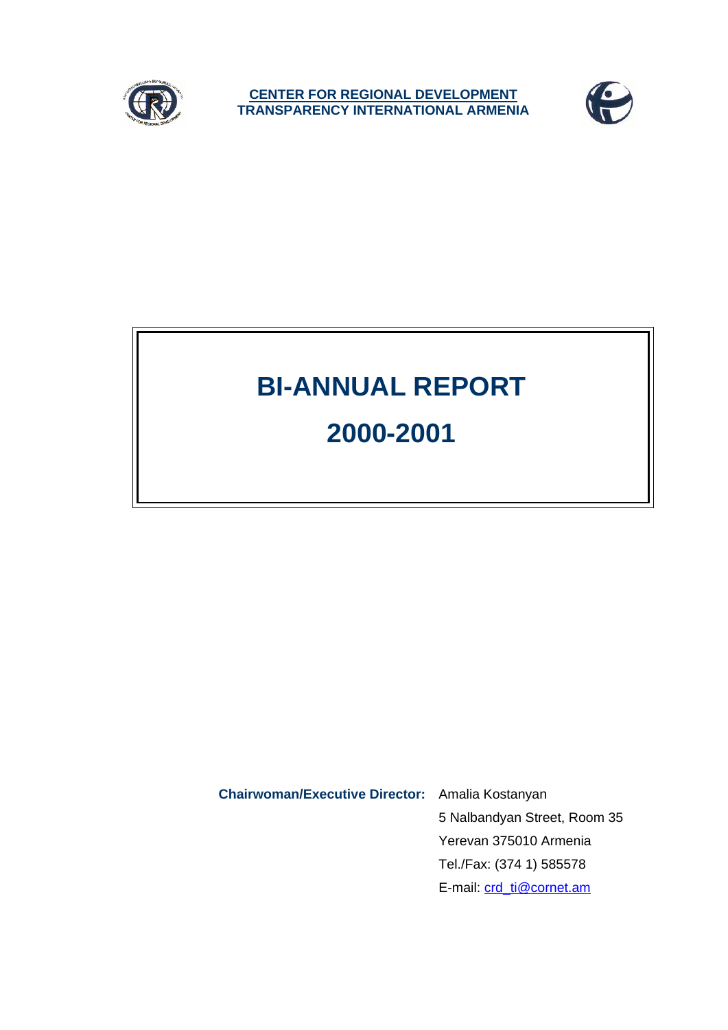**CENTER FOR REGIONAL DEVELOPMENT**
**TRANSPARENCY INTERNATIONAL ARMENIA**

# BI-ANNUAL REPORT

# 2000-2001

**Chairwoman/Executive Director:** Amalia Kostanyan
5 Nalbandyan Street, Room 35
Yerevan 375010 Armenia
Tel./Fax: (374 1) 585578
E-mail: crd_ti@cornet.am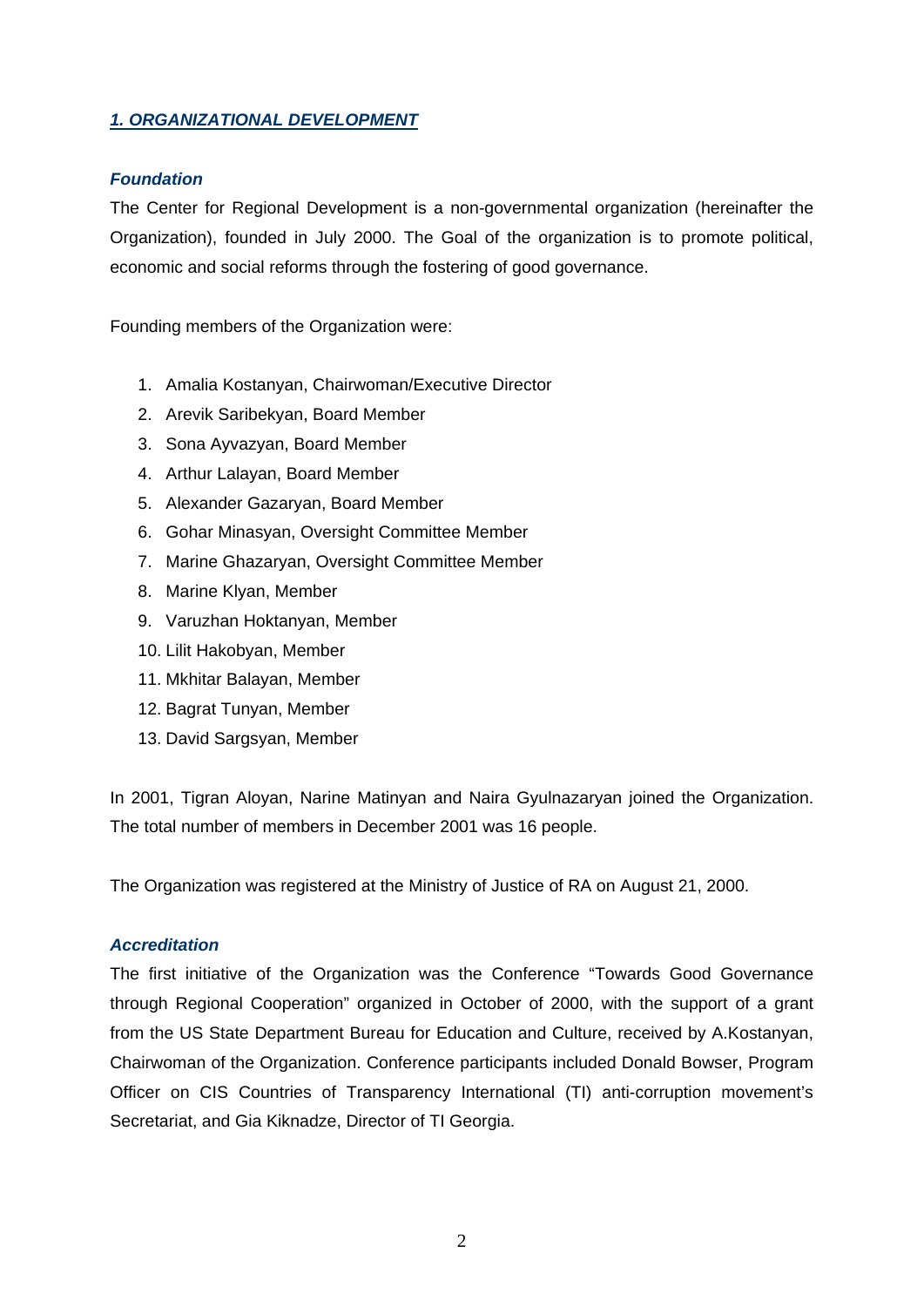## *1. ORGANIZATIONAL DEVELOPMENT*

### *Foundation*

The Center for Regional Development is a non-governmental organization (hereinafter the Organization), founded in July 2000. The Goal of the organization is to promote political, economic and social reforms through the fostering of good governance.

Founding members of the Organization were:

1. Amalia Kostanyan, Chairwoman/Executive Director
2. Arevik Saribekyan, Board Member
3. Sona Ayvazyan, Board Member
4. Arthur Lalayan, Board Member
5. Alexander Gazaryan, Board Member
6. Gohar Minasyan, Oversight Committee Member
7. Marine Ghazaryan, Oversight Committee Member
8. Marine Klyan, Member
9. Varuzhan Hoktanyan, Member
10. Lilit Hakobyan, Member
11. Mkhitar Balayan, Member
12. Bagrat Tunyan, Member
13. David Sargsyan, Member

In 2001, Tigran Aloyan, Narine Matinyan and Naira Gyulnazaryan joined the Organization. The total number of members in December 2001 was 16 people.

The Organization was registered at the Ministry of Justice of RA on August 21, 2000.

### *Accreditation*

The first initiative of the Organization was the Conference "Towards Good Governance through Regional Cooperation" organized in October of 2000, with the support of a grant from the US State Department Bureau for Education and Culture, received by A.Kostanyan, Chairwoman of the Organization. Conference participants included Donald Bowser, Program Officer on CIS Countries of Transparency International (TI) anti-corruption movement's Secretariat, and Gia Kiknadze, Director of TI Georgia.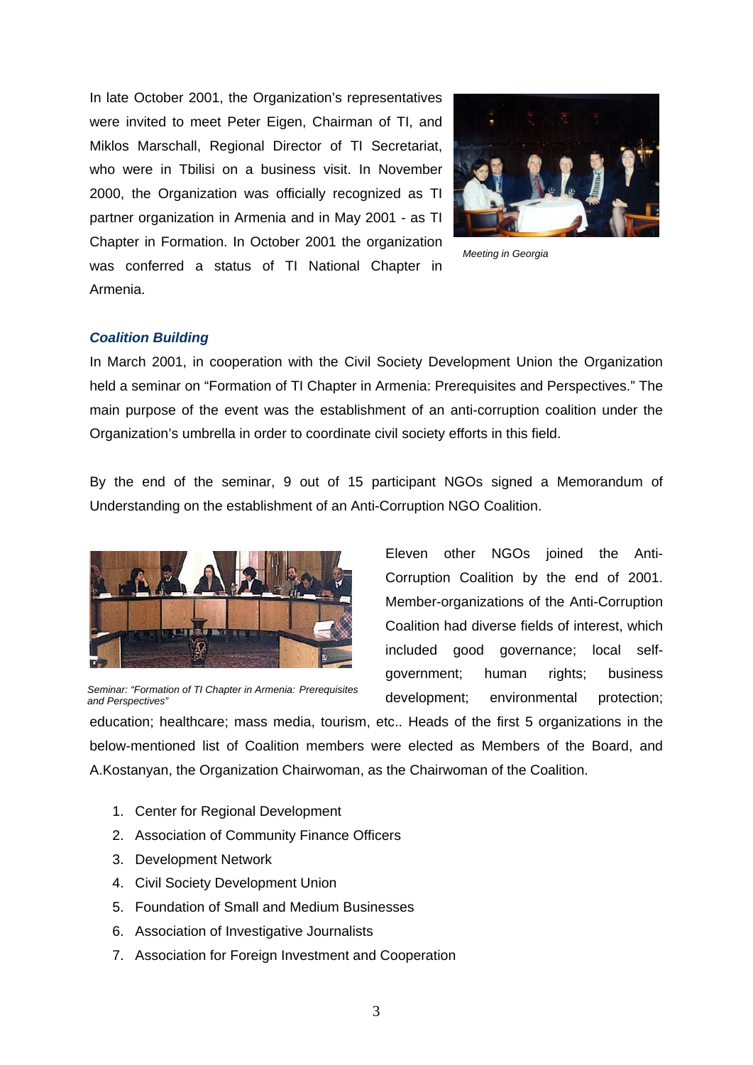In late October 2001, the Organization's representatives were invited to meet Peter Eigen, Chairman of TI, and Miklos Marschall, Regional Director of TI Secretariat, who were in Tbilisi on a business visit. In November 2000, the Organization was officially recognized as TI partner organization in Armenia and in May 2001 - as TI Chapter in Formation. In October 2001 the organization was conferred a status of TI National Chapter in Armenia.

*Meeting in Georgia*

### *Coalition Building*

In March 2001, in cooperation with the Civil Society Development Union the Organization held a seminar on "Formation of TI Chapter in Armenia: Prerequisites and Perspectives." The main purpose of the event was the establishment of an anti-corruption coalition under the Organization's umbrella in order to coordinate civil society efforts in this field.

By the end of the seminar, 9 out of 15 participant NGOs signed a Memorandum of Understanding on the establishment of an Anti-Corruption NGO Coalition.

*Seminar: "Formation of TI Chapter in Armenia: Prerequisites and Perspectives"*

Eleven other NGOs joined the Anti-Corruption Coalition by the end of 2001. Member-organizations of the Anti-Corruption Coalition had diverse fields of interest, which included good governance; local self-government; human rights; business development; environmental protection; education; healthcare; mass media, tourism, etc.. Heads of the first 5 organizations in the below-mentioned list of Coalition members were elected as Members of the Board, and A.Kostanyan, the Organization Chairwoman, as the Chairwoman of the Coalition.

1. Center for Regional Development
2. Association of Community Finance Officers
3. Development Network
4. Civil Society Development Union
5. Foundation of Small and Medium Businesses
6. Association of Investigative Journalists
7. Association for Foreign Investment and Cooperation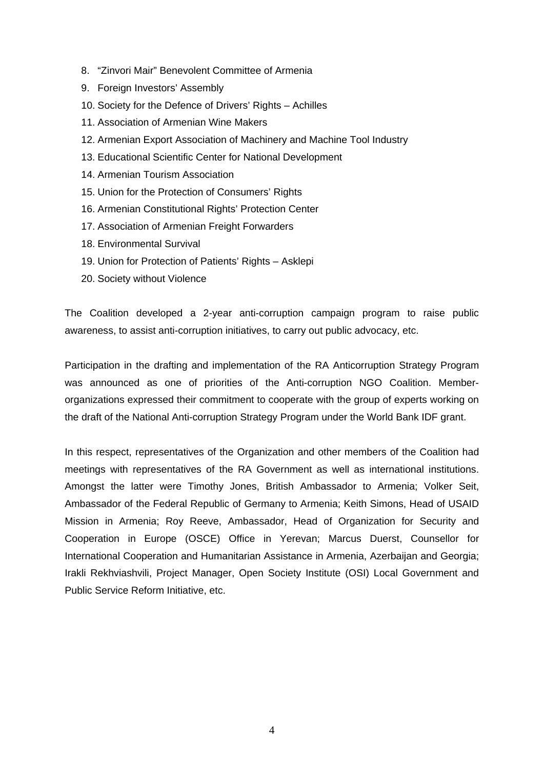8. "Zinvori Mair" Benevolent Committee of Armenia
9. Foreign Investors' Assembly
10. Society for the Defence of Drivers' Rights – Achilles
11. Association of Armenian Wine Makers
12. Armenian Export Association of Machinery and Machine Tool Industry
13. Educational Scientific Center for National Development
14. Armenian Tourism Association
15. Union for the Protection of Consumers' Rights
16. Armenian Constitutional Rights' Protection Center
17. Association of Armenian Freight Forwarders
18. Environmental Survival
19. Union for Protection of Patients' Rights – Asklepi
20. Society without Violence

The Coalition developed a 2-year anti-corruption campaign program to raise public awareness, to assist anti-corruption initiatives, to carry out public advocacy, etc.

Participation in the drafting and implementation of the RA Anticorruption Strategy Program was announced as one of priorities of the Anti-corruption NGO Coalition. Member-organizations expressed their commitment to cooperate with the group of experts working on the draft of the National Anti-corruption Strategy Program under the World Bank IDF grant.

In this respect, representatives of the Organization and other members of the Coalition had meetings with representatives of the RA Government as well as international institutions. Amongst the latter were Timothy Jones, British Ambassador to Armenia; Volker Seit, Ambassador of the Federal Republic of Germany to Armenia; Keith Simons, Head of USAID Mission in Armenia; Roy Reeve, Ambassador, Head of Organization for Security and Cooperation in Europe (OSCE) Office in Yerevan; Marcus Duerst, Counsellor for International Cooperation and Humanitarian Assistance in Armenia, Azerbaijan and Georgia; Irakli Rekhviashvili, Project Manager, Open Society Institute (OSI) Local Government and Public Service Reform Initiative, etc.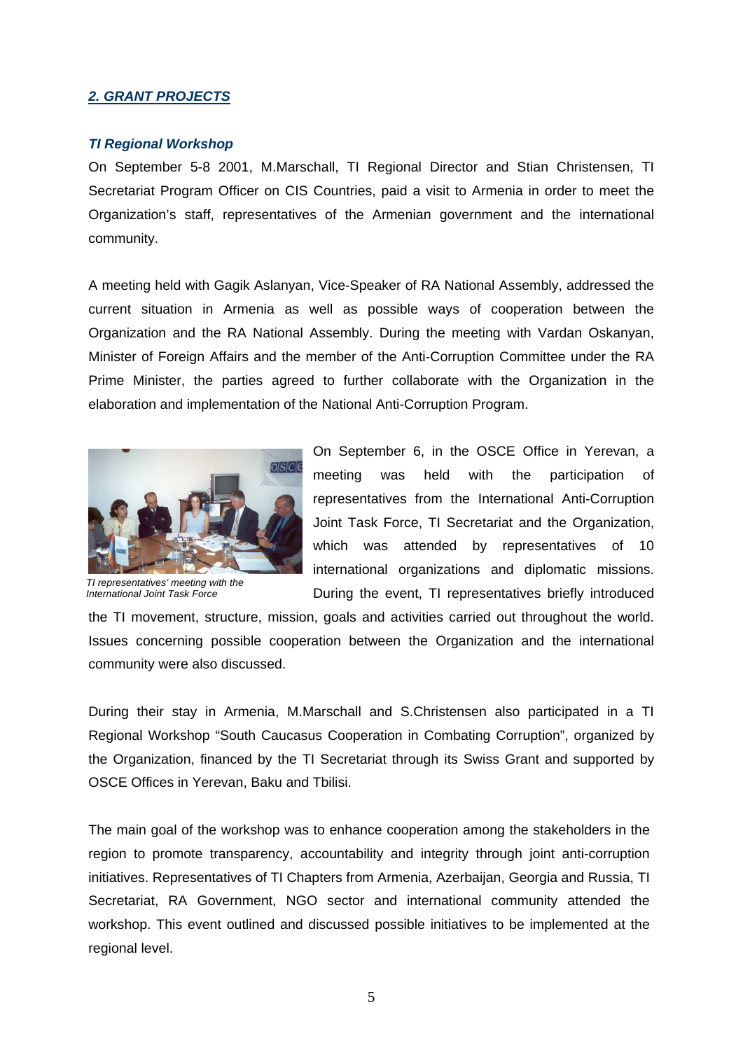## 2. GRANT PROJECTS

### *TI Regional Workshop*

On September 5-8 2001, M.Marschall, TI Regional Director and Stian Christensen, TI Secretariat Program Officer on CIS Countries, paid a visit to Armenia in order to meet the Organization's staff, representatives of the Armenian government and the international community.

A meeting held with Gagik Aslanyan, Vice-Speaker of RA National Assembly, addressed the current situation in Armenia as well as possible ways of cooperation between the Organization and the RA National Assembly. During the meeting with Vardan Oskanyan, Minister of Foreign Affairs and the member of the Anti-Corruption Committee under the RA Prime Minister, the parties agreed to further collaborate with the Organization in the elaboration and implementation of the National Anti-Corruption Program.

*TI representatives' meeting with the International Joint Task Force*

On September 6, in the OSCE Office in Yerevan, a meeting was held with the participation of representatives from the International Anti-Corruption Joint Task Force, TI Secretariat and the Organization, which was attended by representatives of 10 international organizations and diplomatic missions. During the event, TI representatives briefly introduced the TI movement, structure, mission, goals and activities carried out throughout the world. Issues concerning possible cooperation between the Organization and the international community were also discussed.

During their stay in Armenia, M.Marschall and S.Christensen also participated in a TI Regional Workshop "South Caucasus Cooperation in Combating Corruption", organized by the Organization, financed by the TI Secretariat through its Swiss Grant and supported by OSCE Offices in Yerevan, Baku and Tbilisi.

The main goal of the workshop was to enhance cooperation among the stakeholders in the region to promote transparency, accountability and integrity through joint anti-corruption initiatives. Representatives of TI Chapters from Armenia, Azerbaijan, Georgia and Russia, TI Secretariat, RA Government, NGO sector and international community attended the workshop. This event outlined and discussed possible initiatives to be implemented at the regional level.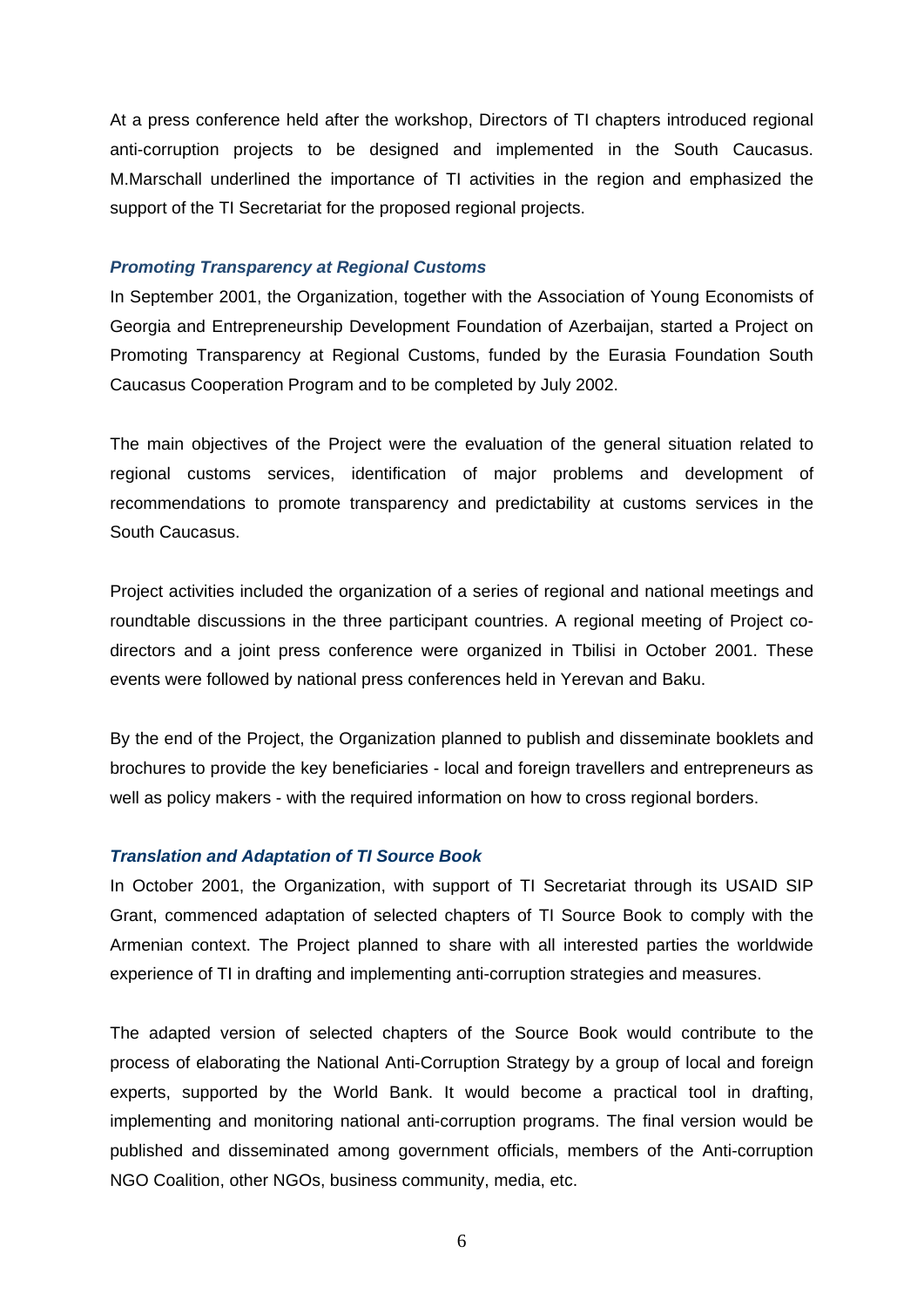At a press conference held after the workshop, Directors of TI chapters introduced regional anti-corruption projects to be designed and implemented in the South Caucasus. M.Marschall underlined the importance of TI activities in the region and emphasized the support of the TI Secretariat for the proposed regional projects.

### *Promoting Transparency at Regional Customs*

In September 2001, the Organization, together with the Association of Young Economists of Georgia and Entrepreneurship Development Foundation of Azerbaijan, started a Project on Promoting Transparency at Regional Customs, funded by the Eurasia Foundation South Caucasus Cooperation Program and to be completed by July 2002.

The main objectives of the Project were the evaluation of the general situation related to regional customs services, identification of major problems and development of recommendations to promote transparency and predictability at customs services in the South Caucasus.

Project activities included the organization of a series of regional and national meetings and roundtable discussions in the three participant countries. A regional meeting of Project co-directors and a joint press conference were organized in Tbilisi in October 2001. These events were followed by national press conferences held in Yerevan and Baku.

By the end of the Project, the Organization planned to publish and disseminate booklets and brochures to provide the key beneficiaries - local and foreign travellers and entrepreneurs as well as policy makers - with the required information on how to cross regional borders.

### *Translation and Adaptation of TI Source Book*

In October 2001, the Organization, with support of TI Secretariat through its USAID SIP Grant, commenced adaptation of selected chapters of TI Source Book to comply with the Armenian context. The Project planned to share with all interested parties the worldwide experience of TI in drafting and implementing anti-corruption strategies and measures.

The adapted version of selected chapters of the Source Book would contribute to the process of elaborating the National Anti-Corruption Strategy by a group of local and foreign experts, supported by the World Bank. It would become a practical tool in drafting, implementing and monitoring national anti-corruption programs. The final version would be published and disseminated among government officials, members of the Anti-corruption NGO Coalition, other NGOs, business community, media, etc.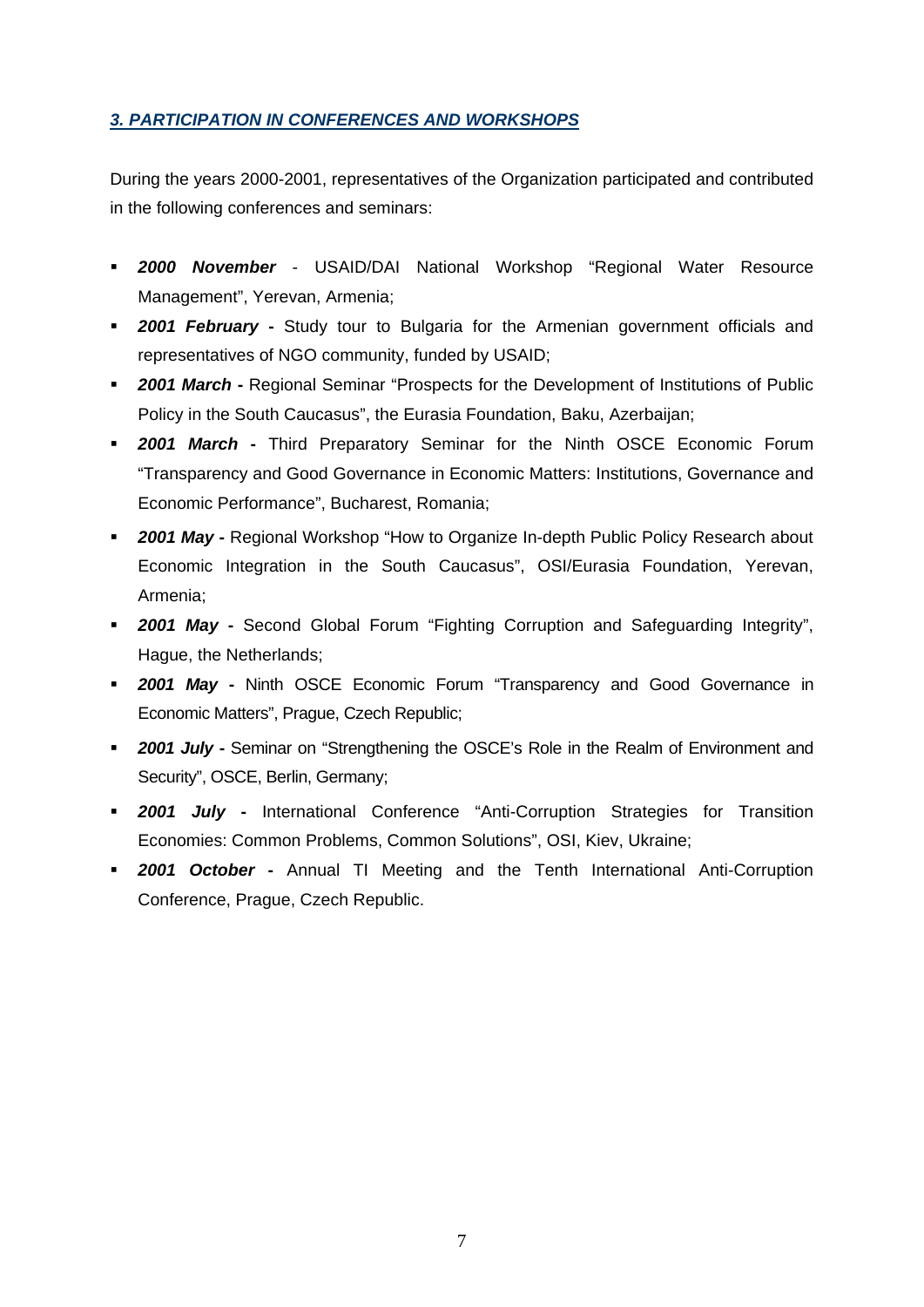## *3. PARTICIPATION IN CONFERENCES AND WORKSHOPS*

During the years 2000-2001, representatives of the Organization participated and contributed in the following conferences and seminars:

- ***2000 November*** - USAID/DAI National Workshop "Regional Water Resource Management", Yerevan, Armenia;
- ***2001 February*** **-** Study tour to Bulgaria for the Armenian government officials and representatives of NGO community, funded by USAID;
- ***2001 March*** **-** Regional Seminar "Prospects for the Development of Institutions of Public Policy in the South Caucasus", the Eurasia Foundation, Baku, Azerbaijan;
- ***2001 March*** **-** Third Preparatory Seminar for the Ninth OSCE Economic Forum "Transparency and Good Governance in Economic Matters: Institutions, Governance and Economic Performance", Bucharest, Romania;
- ***2001 May*** **-** Regional Workshop "How to Organize In-depth Public Policy Research about Economic Integration in the South Caucasus", OSI/Eurasia Foundation, Yerevan, Armenia;
- ***2001 May*** **-** Second Global Forum "Fighting Corruption and Safeguarding Integrity", Hague, the Netherlands;
- ***2001 May*** **-** Ninth OSCE Economic Forum "Transparency and Good Governance in Economic Matters", Prague, Czech Republic;
- ***2001 July*** **-** Seminar on "Strengthening the OSCE's Role in the Realm of Environment and Security", OSCE, Berlin, Germany;
- ***2001 July*** **-** International Conference "Anti-Corruption Strategies for Transition Economies: Common Problems, Common Solutions", OSI, Kiev, Ukraine;
- ***2001 October*** **-** Annual TI Meeting and the Tenth International Anti-Corruption Conference, Prague, Czech Republic.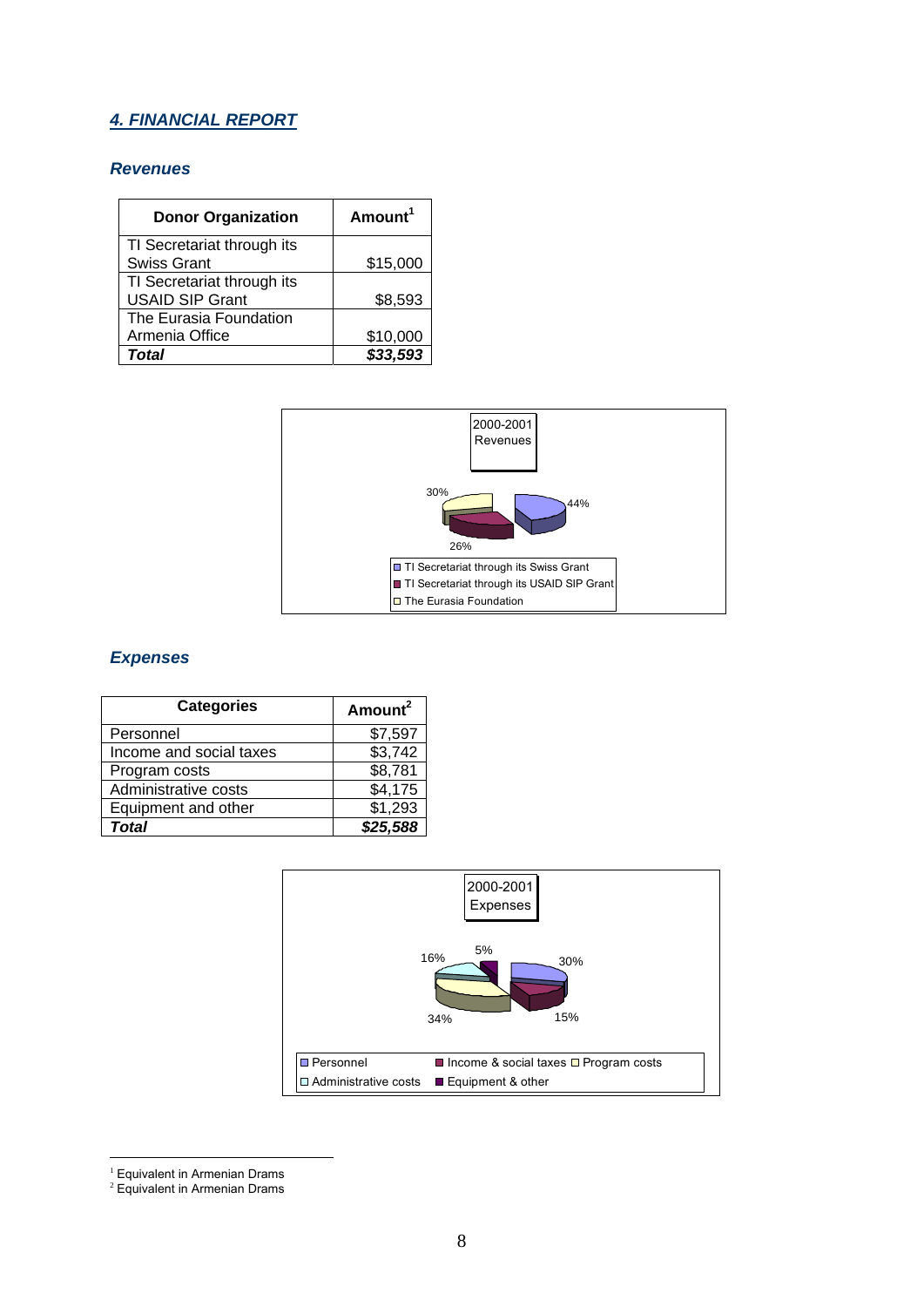## 4. FINANCIAL REPORT

### Revenues

| Donor Organization | Amount[1] |
|---|---|
| TI Secretariat through its Swiss Grant | $15,000 |
| TI Secretariat through its USAID SIP Grant | $8,593 |
| The Eurasia Foundation Armenia Office | $10,000 |
| ***Total*** | ***$33,593*** |

2000-2001 Revenues

30%
44%
26%

TI Secretariat through its Swiss Grant
TI Secretariat through its USAID SIP Grant
The Eurasia Foundation

### Expenses

| Categories | Amount[2] |
|---|---|
| Personnel | $7,597 |
| Income and social taxes | $3,742 |
| Program costs | $8,781 |
| Administrative costs | $4,175 |
| Equipment and other | $1,293 |
| ***Total*** | ***$25,588*** |

2000-2001 Expenses

16%
5%
30%
34%
15%

Personnel
Income & social taxes
Program costs
Administrative costs
Equipment & other

[1] Equivalent in Armenian Drams
[2] Equivalent in Armenian Drams